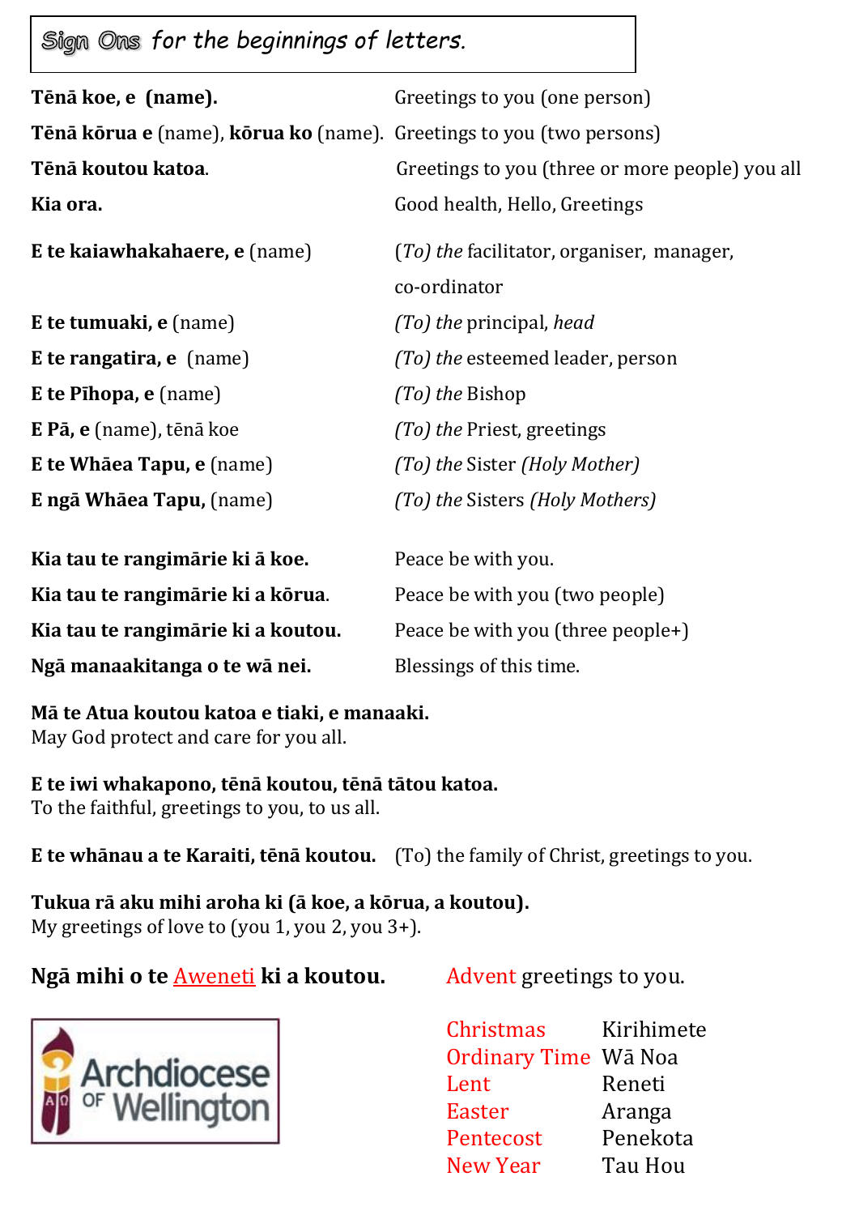# Sign Ons for the beginnings of letters.

| | |
|---|---|
| **Tēnā koe, e (name).** | Greetings to you (one person) |
| **Tēnā kōrua e** (name), **kōrua ko** (name). | Greetings to you (two persons) |
| **Tēnā koutou katoa**. | Greetings to you (three or more people) you all |
| **Kia ora.** | Good health, Hello, Greetings |
| **E te kaiawhakahaere, e** (name) | *(To) the* facilitator, organiser, manager, co-ordinator |
| **E te tumuaki, e** (name) | *(To) the* principal, *head* |
| **E te rangatira, e** (name) | *(To) the* esteemed leader, person |
| **E te Pīhopa, e** (name) | *(To) the* Bishop |
| **E Pā, e** (name), tēnā koe | *(To) the* Priest, greetings |
| **E te Whāea Tapu, e** (name) | *(To) the* Sister *(Holy Mother)* |
| **E ngā Whāea Tapu,** (name) | *(To) the* Sisters *(Holy Mothers)* |
| **Kia tau te rangimārie ki ā koe.** | Peace be with you. |
| **Kia tau te rangimārie ki a kōrua**. | Peace be with you (two people) |
| **Kia tau te rangimārie ki a koutou.** | Peace be with you (three people+) |
| **Ngā manaakitanga o te wā nei.** | Blessings of this time. |

**Mā te Atua koutou katoa e tiaki, e manaaki.**
May God protect and care for you all.

**E te iwi whakapono, tēnā koutou, tēnā tātou katoa.**
To the faithful, greetings to you, to us all.

**E te whānau a te Karaiti, tēnā koutou.** (To) the family of Christ, greetings to you.

**Tukua rā aku mihi aroha ki (ā koe, a kōrua, a koutou).**
My greetings of love to (you 1, you 2, you 3+).

**Ngā mihi o te Aweneti ki a koutou.** Advent greetings to you.

| | |
|---|---|
| Christmas | Kirihimete |
| Ordinary Time | Wā Noa |
| Lent | Reneti |
| Easter | Aranga |
| Pentecost | Penekota |
| New Year | Tau Hou |

Archdiocese of Wellington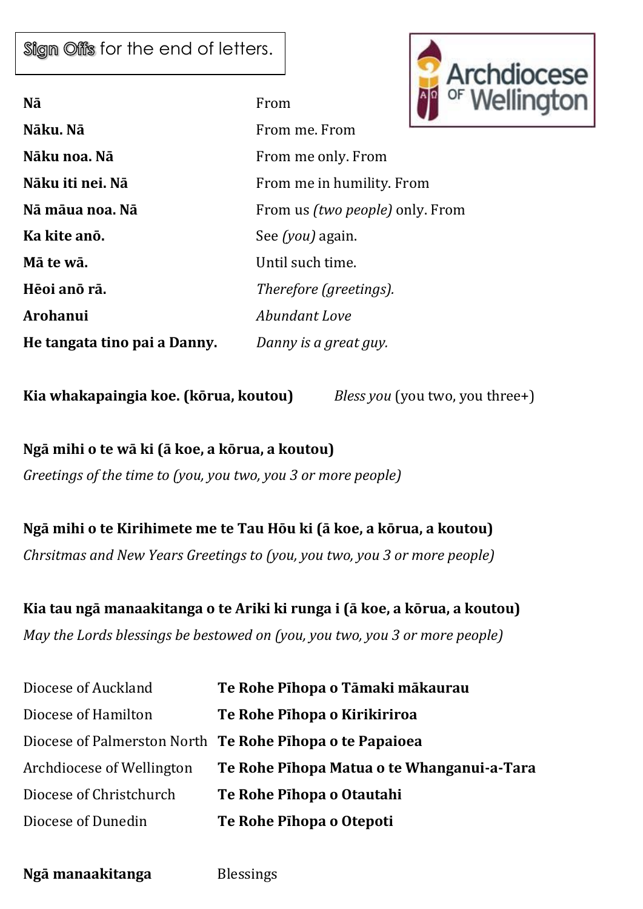## Sign Offs for the end of letters.

Archdiocese of Wellington

| | |
|---|---|
| **Nā** | From |
| **Nāku. Nā** | From me. From |
| **Nāku noa. Nā** | From me only. From |
| **Nāku iti nei. Nā** | From me in humility. From |
| **Nā māua noa. Nā** | From us *(two people)* only. From |
| **Ka kite anō.** | See *(you)* again. |
| **Mā te wā.** | Until such time. |
| **Hēoi anō rā.** | *Therefore (greetings).* |
| **Arohanui** | *Abundant Love* |
| **He tangata tino pai a Danny.** | *Danny is a great guy.* |

**Kia whakapaingia koe. (kōrua, koutou)** *Bless you* (you two, you three+)

**Ngā mihi o te wā ki (ā koe, a kōrua, a koutou)**
*Greetings of the time to (you, you two, you 3 or more people)*

**Ngā mihi o te Kirihimete me te Tau Hōu ki (ā koe, a kōrua, a koutou)**
*Chrsitmas and New Years Greetings to (you, you two, you 3 or more people)*

**Kia tau ngā manaakitanga o te Ariki ki runga i (ā koe, a kōrua, a koutou)**
*May the Lords blessings be bestowed on (you, you two, you 3 or more people)*

| | |
|---|---|
| Diocese of Auckland | **Te Rohe Pīhopa o Tāmaki mākaurau** |
| Diocese of Hamilton | **Te Rohe Pīhopa o Kirikiriroa** |
| Diocese of Palmerston North | **Te Rohe Pīhopa o te Papaioea** |
| Archdiocese of Wellington | **Te Rohe Pīhopa Matua o te Whanganui-a-Tara** |
| Diocese of Christchurch | **Te Rohe Pīhopa o Otautahi** |
| Diocese of Dunedin | **Te Rohe Pīhopa o Otepoti** |

**Ngā manaakitanga** Blessings